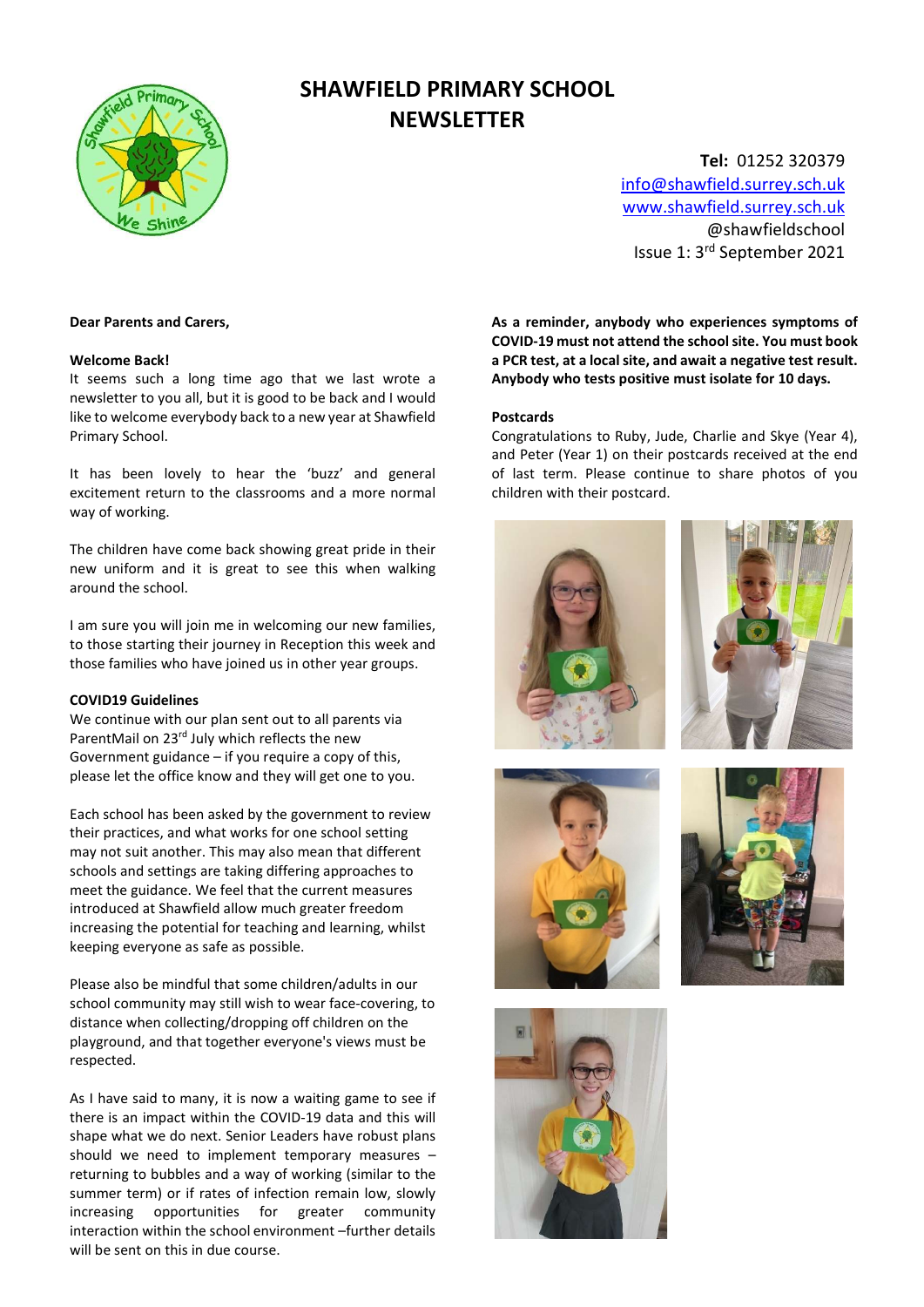# SHAWFIELD PRIMARY SCHOOL NEWSLETTER

**Tel:** 01252 320379
info@shawfield.surrey.sch.uk
www.shawfield.surrey.sch.uk
@shawfieldschool
Issue 1: 3rd September 2021

**Dear Parents and Carers,**

**Welcome Back!**

It seems such a long time ago that we last wrote a newsletter to you all, but it is good to be back and I would like to welcome everybody back to a new year at Shawfield Primary School.

It has been lovely to hear the 'buzz' and general excitement return to the classrooms and a more normal way of working.

The children have come back showing great pride in their new uniform and it is great to see this when walking around the school.

I am sure you will join me in welcoming our new families, to those starting their journey in Reception this week and those families who have joined us in other year groups.

**COVID19 Guidelines**

We continue with our plan sent out to all parents via ParentMail on 23rd July which reflects the new Government guidance – if you require a copy of this, please let the office know and they will get one to you.

Each school has been asked by the government to review their practices, and what works for one school setting may not suit another. This may also mean that different schools and settings are taking differing approaches to meet the guidance. We feel that the current measures introduced at Shawfield allow much greater freedom increasing the potential for teaching and learning, whilst keeping everyone as safe as possible.

Please also be mindful that some children/adults in our school community may still wish to wear face-covering, to distance when collecting/dropping off children on the playground, and that together everyone's views must be respected.

As I have said to many, it is now a waiting game to see if there is an impact within the COVID-19 data and this will shape what we do next. Senior Leaders have robust plans should we need to implement temporary measures – returning to bubbles and a way of working (similar to the summer term) or if rates of infection remain low, slowly increasing opportunities for greater community interaction within the school environment –further details will be sent on this in due course.

**As a reminder, anybody who experiences symptoms of COVID-19 must not attend the school site. You must book a PCR test, at a local site, and await a negative test result. Anybody who tests positive must isolate for 10 days.**

**Postcards**

Congratulations to Ruby, Jude, Charlie and Skye (Year 4), and Peter (Year 1) on their postcards received at the end of last term. Please continue to share photos of you children with their postcard.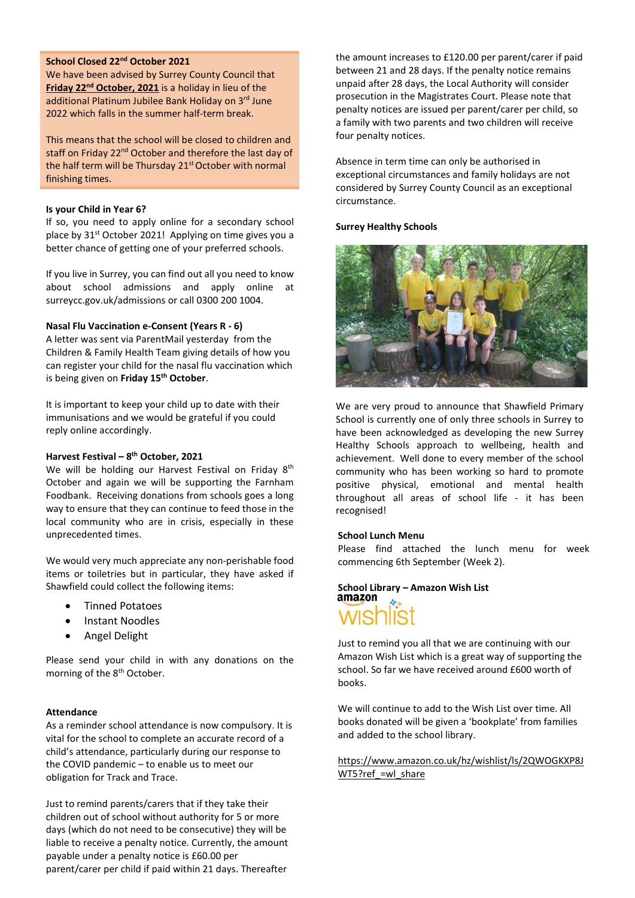**School Closed 22nd October 2021**

We have been advised by Surrey County Council that **Friday 22nd October, 2021** is a holiday in lieu of the additional Platinum Jubilee Bank Holiday on 3rd June 2022 which falls in the summer half-term break.

This means that the school will be closed to children and staff on Friday 22nd October and therefore the last day of the half term will be Thursday 21st October with normal finishing times.

**Is your Child in Year 6?**

If so, you need to apply online for a secondary school place by 31st October 2021! Applying on time gives you a better chance of getting one of your preferred schools.

If you live in Surrey, you can find out all you need to know about school admissions and apply online at surreycc.gov.uk/admissions or call 0300 200 1004.

**Nasal Flu Vaccination e-Consent (Years R - 6)**

A letter was sent via ParentMail yesterday from the Children & Family Health Team giving details of how you can register your child for the nasal flu vaccination which is being given on **Friday 15th October**.

It is important to keep your child up to date with their immunisations and we would be grateful if you could reply online accordingly.

**Harvest Festival – 8th October, 2021**

We will be holding our Harvest Festival on Friday 8th October and again we will be supporting the Farnham Foodbank. Receiving donations from schools goes a long way to ensure that they can continue to feed those in the local community who are in crisis, especially in these unprecedented times.

We would very much appreciate any non-perishable food items or toiletries but in particular, they have asked if Shawfield could collect the following items:

- Tinned Potatoes
- Instant Noodles
- Angel Delight

Please send your child in with any donations on the morning of the 8th October.

**Attendance**

As a reminder school attendance is now compulsory. It is vital for the school to complete an accurate record of a child's attendance, particularly during our response to the COVID pandemic – to enable us to meet our obligation for Track and Trace.

Just to remind parents/carers that if they take their children out of school without authority for 5 or more days (which do not need to be consecutive) they will be liable to receive a penalty notice. Currently, the amount payable under a penalty notice is £60.00 per parent/carer per child if paid within 21 days. Thereafter the amount increases to £120.00 per parent/carer if paid between 21 and 28 days. If the penalty notice remains unpaid after 28 days, the Local Authority will consider prosecution in the Magistrates Court. Please note that penalty notices are issued per parent/carer per child, so a family with two parents and two children will receive four penalty notices.

Absence in term time can only be authorised in exceptional circumstances and family holidays are not considered by Surrey County Council as an exceptional circumstance.

**Surrey Healthy Schools**

We are very proud to announce that Shawfield Primary School is currently one of only three schools in Surrey to have been acknowledged as developing the new Surrey Healthy Schools approach to wellbeing, health and achievement. Well done to every member of the school community who has been working so hard to promote positive physical, emotional and mental health throughout all areas of school life - it has been recognised!

**School Lunch Menu**

Please find attached the lunch menu for week commencing 6th September (Week 2).

**School Library – Amazon Wish List**

Just to remind you all that we are continuing with our Amazon Wish List which is a great way of supporting the school. So far we have received around £600 worth of books.

We will continue to add to the Wish List over time. All books donated will be given a 'bookplate' from families and added to the school library.

https://www.amazon.co.uk/hz/wishlist/ls/2QWOGKXP8JWT5?ref_=wl_share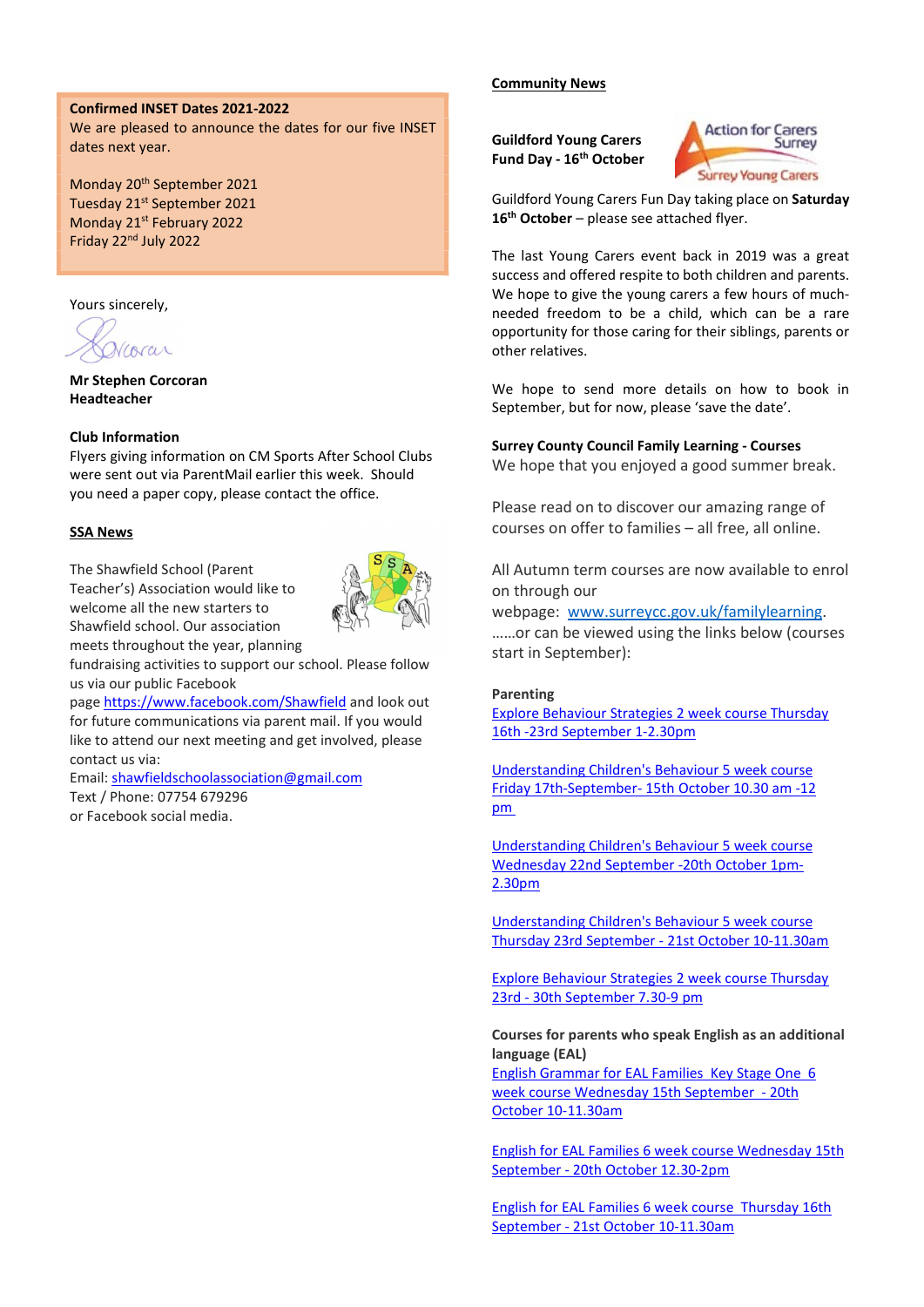**Confirmed INSET Dates 2021-2022**
We are pleased to announce the dates for our five INSET dates next year.

Monday 20th September 2021
Tuesday 21st September 2021
Monday 21st February 2022
Friday 22nd July 2022

Yours sincerely,

**Mr Stephen Corcoran**
**Headteacher**

**Club Information**
Flyers giving information on CM Sports After School Clubs were sent out via ParentMail earlier this week. Should you need a paper copy, please contact the office.

**SSA News**

The Shawfield School (Parent Teacher's) Association would like to welcome all the new starters to Shawfield school. Our association meets throughout the year, planning fundraising activities to support our school. Please follow us via our public Facebook page https://www.facebook.com/Shawfield and look out for future communications via parent mail. If you would like to attend our next meeting and get involved, please contact us via:
Email: shawfieldschoolassociation@gmail.com
Text / Phone: 07754 679296
or Facebook social media.

**Community News**

**Guildford Young Carers Fund Day - 16th October**

Action for Carers Surrey
Surrey Young Carers

Guildford Young Carers Fun Day taking place on **Saturday 16th October** – please see attached flyer.

The last Young Carers event back in 2019 was a great success and offered respite to both children and parents. We hope to give the young carers a few hours of much-needed freedom to be a child, which can be a rare opportunity for those caring for their siblings, parents or other relatives.

We hope to send more details on how to book in September, but for now, please 'save the date'.

**Surrey County Council Family Learning - Courses**
We hope that you enjoyed a good summer break.

Please read on to discover our amazing range of courses on offer to families – all free, all online.

All Autumn term courses are now available to enrol on through our webpage: www.surreycc.gov.uk/familylearning.
……or can be viewed using the links below (courses start in September):

**Parenting**
Explore Behaviour Strategies 2 week course Thursday 16th -23rd September 1-2.30pm

Understanding Children's Behaviour 5 week course Friday 17th-September- 15th October 10.30 am -12 pm

Understanding Children's Behaviour 5 week course Wednesday 22nd September -20th October 1pm-2.30pm

Understanding Children's Behaviour 5 week course Thursday 23rd September - 21st October 10-11.30am

Explore Behaviour Strategies 2 week course Thursday 23rd - 30th September 7.30-9 pm

**Courses for parents who speak English as an additional language (EAL)**
English Grammar for EAL Families Key Stage One 6 week course Wednesday 15th September - 20th October 10-11.30am

English for EAL Families 6 week course Wednesday 15th September - 20th October 12.30-2pm

English for EAL Families 6 week course Thursday 16th September - 21st October 10-11.30am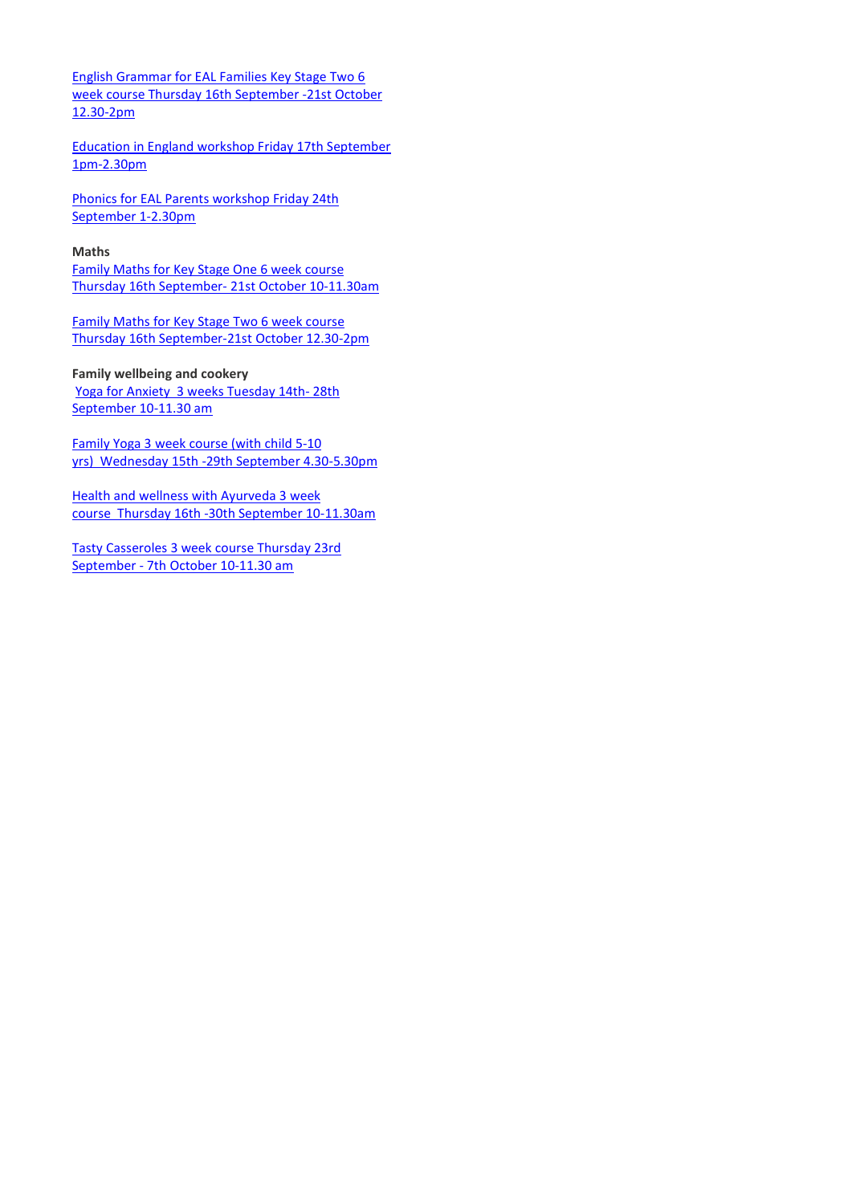English Grammar for EAL Families Key Stage Two 6 week course Thursday 16th September -21st October 12.30-2pm

Education in England workshop Friday 17th September 1pm-2.30pm

Phonics for EAL Parents workshop Friday 24th September 1-2.30pm

**Maths**

Family Maths for Key Stage One 6 week course Thursday 16th September- 21st October 10-11.30am

Family Maths for Key Stage Two 6 week course Thursday 16th September-21st October 12.30-2pm

**Family wellbeing and cookery**

Yoga for Anxiety 3 weeks Tuesday 14th- 28th September 10-11.30 am

Family Yoga 3 week course (with child 5-10 yrs) Wednesday 15th -29th September 4.30-5.30pm

Health and wellness with Ayurveda 3 week course Thursday 16th -30th September 10-11.30am

Tasty Casseroles 3 week course Thursday 23rd September - 7th October 10-11.30 am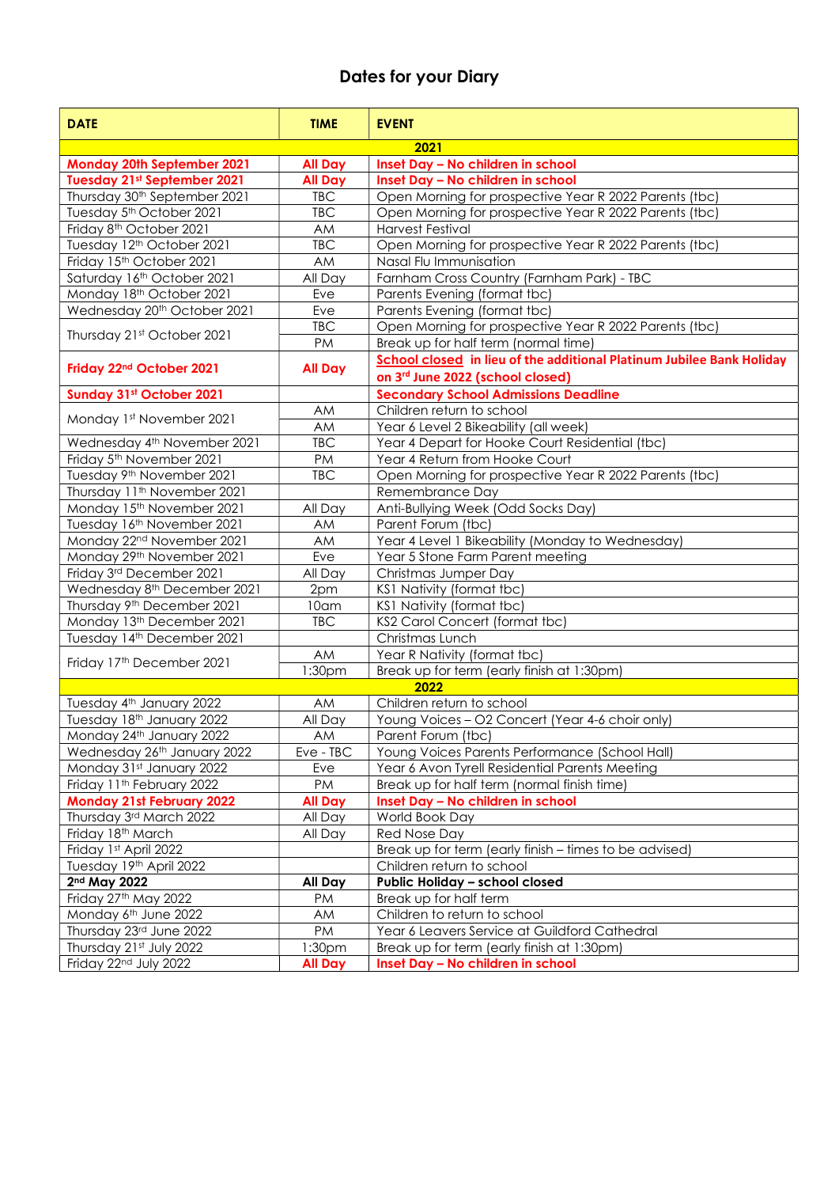# Dates for your Diary

| DATE | TIME | EVENT |
|---|---|---|
| **2021** | | |
| **Monday 20th September 2021** | **All Day** | **Inset Day – No children in school** |
| **Tuesday 21st September 2021** | **All Day** | **Inset Day – No children in school** |
| Thursday 30th September 2021 | TBC | Open Morning for prospective Year R 2022 Parents (tbc) |
| Tuesday 5th October 2021 | TBC | Open Morning for prospective Year R 2022 Parents (tbc) |
| Friday 8th October 2021 | AM | Harvest Festival |
| Tuesday 12th October 2021 | TBC | Open Morning for prospective Year R 2022 Parents (tbc) |
| Friday 15th October 2021 | AM | Nasal Flu Immunisation |
| Saturday 16th October 2021 | All Day | Farnham Cross Country (Farnham Park) - TBC |
| Monday 18th October 2021 | Eve | Parents Evening (format tbc) |
| Wednesday 20th October 2021 | Eve | Parents Evening (format tbc) |
| Thursday 21st October 2021 | TBC | Open Morning for prospective Year R 2022 Parents (tbc) |
| | PM | Break up for half term (normal time) |
| **Friday 22nd October 2021** | **All Day** | **School closed in lieu of the additional Platinum Jubilee Bank Holiday on 3rd June 2022 (school closed)** |
| **Sunday 31st October 2021** | | **Secondary School Admissions Deadline** |
| Monday 1st November 2021 | AM | Children return to school |
| | AM | Year 6 Level 2 Bikeability (all week) |
| Wednesday 4th November 2021 | TBC | Year 4 Depart for Hooke Court Residential (tbc) |
| Friday 5th November 2021 | PM | Year 4 Return from Hooke Court |
| Tuesday 9th November 2021 | TBC | Open Morning for prospective Year R 2022 Parents (tbc) |
| Thursday 11th November 2021 | | Remembrance Day |
| Monday 15th November 2021 | All Day | Anti-Bullying Week (Odd Socks Day) |
| Tuesday 16th November 2021 | AM | Parent Forum (tbc) |
| Monday 22nd November 2021 | AM | Year 4 Level 1 Bikeability (Monday to Wednesday) |
| Monday 29th November 2021 | Eve | Year 5 Stone Farm Parent meeting |
| Friday 3rd December 2021 | All Day | Christmas Jumper Day |
| Wednesday 8th December 2021 | 2pm | KS1 Nativity (format tbc) |
| Thursday 9th December 2021 | 10am | KS1 Nativity (format tbc) |
| Monday 13th December 2021 | TBC | KS2 Carol Concert (format tbc) |
| Tuesday 14th December 2021 | | Christmas Lunch |
| Friday 17th December 2021 | AM | Year R Nativity (format tbc) |
| | 1:30pm | Break up for term (early finish at 1:30pm) |
| **2022** | | |
| Tuesday 4th January 2022 | AM | Children return to school |
| Tuesday 18th January 2022 | All Day | Young Voices – O2 Concert (Year 4-6 choir only) |
| Monday 24th January 2022 | AM | Parent Forum (tbc) |
| Wednesday 26th January 2022 | Eve - TBC | Young Voices Parents Performance (School Hall) |
| Monday 31st January 2022 | Eve | Year 6 Avon Tyrell Residential Parents Meeting |
| Friday 11th February 2022 | PM | Break up for half term (normal finish time) |
| **Monday 21st February 2022** | **All Day** | **Inset Day – No children in school** |
| Thursday 3rd March 2022 | All Day | World Book Day |
| Friday 18th March | All Day | Red Nose Day |
| Friday 1st April 2022 | | Break up for term (early finish – times to be advised) |
| Tuesday 19th April 2022 | | Children return to school |
| **2nd May 2022** | **All Day** | **Public Holiday – school closed** |
| Friday 27th May 2022 | PM | Break up for half term |
| Monday 6th June 2022 | AM | Children to return to school |
| Thursday 23rd June 2022 | PM | Year 6 Leavers Service at Guildford Cathedral |
| Thursday 21st July 2022 | 1:30pm | Break up for term (early finish at 1:30pm) |
| Friday 22nd July 2022 | **All Day** | **Inset Day – No children in school** |